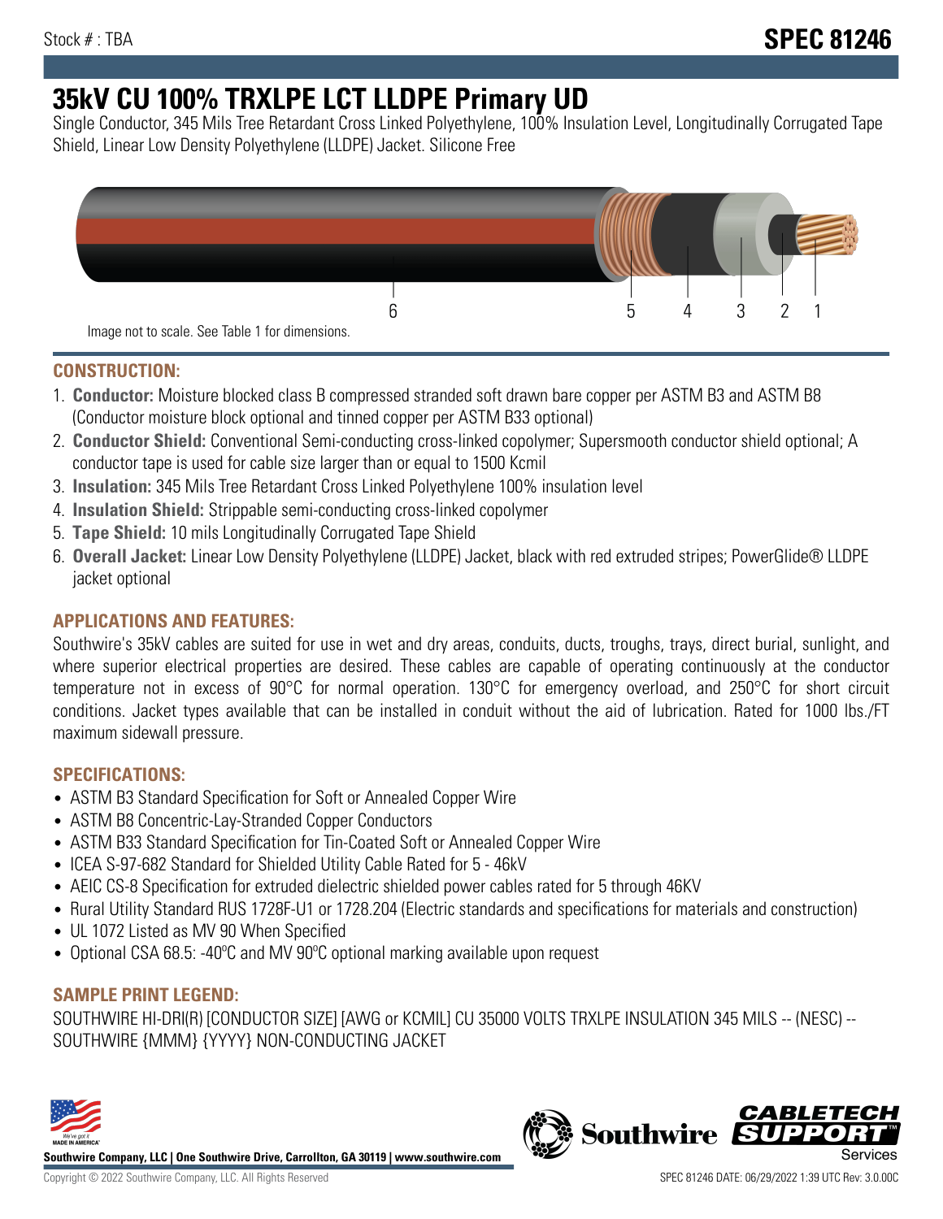Stock # : TBA

# SPEC 81246

# 35kV CU 100% TRXLPE LCT LLDPE Primary UD

Single Conductor, 345 Mils Tree Retardant Cross Linked Polyethylene, 100% Insulation Level, Longitudinally Corrugated Tape Shield, Linear Low Density Polyethylene (LLDPE) Jacket. Silicone Free

Image not to scale. See Table 1 for dimensions.

## CONSTRUCTION:

1. **Conductor:** Moisture blocked class B compressed stranded soft drawn bare copper per ASTM B3 and ASTM B8 (Conductor moisture block optional and tinned copper per ASTM B33 optional)
2. **Conductor Shield:** Conventional Semi-conducting cross-linked copolymer; Supersmooth conductor shield optional; A conductor tape is used for cable size larger than or equal to 1500 Kcmil
3. **Insulation:** 345 Mils Tree Retardant Cross Linked Polyethylene 100% insulation level
4. **Insulation Shield:** Strippable semi-conducting cross-linked copolymer
5. **Tape Shield:** 10 mils Longitudinally Corrugated Tape Shield
6. **Overall Jacket:** Linear Low Density Polyethylene (LLDPE) Jacket, black with red extruded stripes; PowerGlide® LLDPE jacket optional

## APPLICATIONS AND FEATURES:

Southwire's 35kV cables are suited for use in wet and dry areas, conduits, ducts, troughs, trays, direct burial, sunlight, and where superior electrical properties are desired. These cables are capable of operating continuously at the conductor temperature not in excess of 90°C for normal operation. 130°C for emergency overload, and 250°C for short circuit conditions. Jacket types available that can be installed in conduit without the aid of lubrication. Rated for 1000 lbs./FT maximum sidewall pressure.

## SPECIFICATIONS:

- ASTM B3 Standard Specification for Soft or Annealed Copper Wire
- ASTM B8 Concentric-Lay-Stranded Copper Conductors
- ASTM B33 Standard Specification for Tin-Coated Soft or Annealed Copper Wire
- ICEA S-97-682 Standard for Shielded Utility Cable Rated for 5 - 46kV
- AEIC CS-8 Specification for extruded dielectric shielded power cables rated for 5 through 46KV
- Rural Utility Standard RUS 1728F-U1 or 1728.204 (Electric standards and specifications for materials and construction)
- UL 1072 Listed as MV 90 When Specified
- Optional CSA 68.5: -40ºC and MV 90ºC optional marking available upon request

## SAMPLE PRINT LEGEND:

SOUTHWIRE HI-DRI(R) [CONDUCTOR SIZE] [AWG or KCMIL] CU 35000 VOLTS TRXLPE INSULATION 345 MILS -- (NESC) -- SOUTHWIRE {MMM} {YYYY} NON-CONDUCTING JACKET

Southwire Company, LLC | One Southwire Drive, Carrollton, GA 30119 | www.southwire.com

Copyright © 2022 Southwire Company, LLC. All Rights Reserved

SPEC 81246 DATE: 06/29/2022 1:39 UTC Rev: 3.0.00C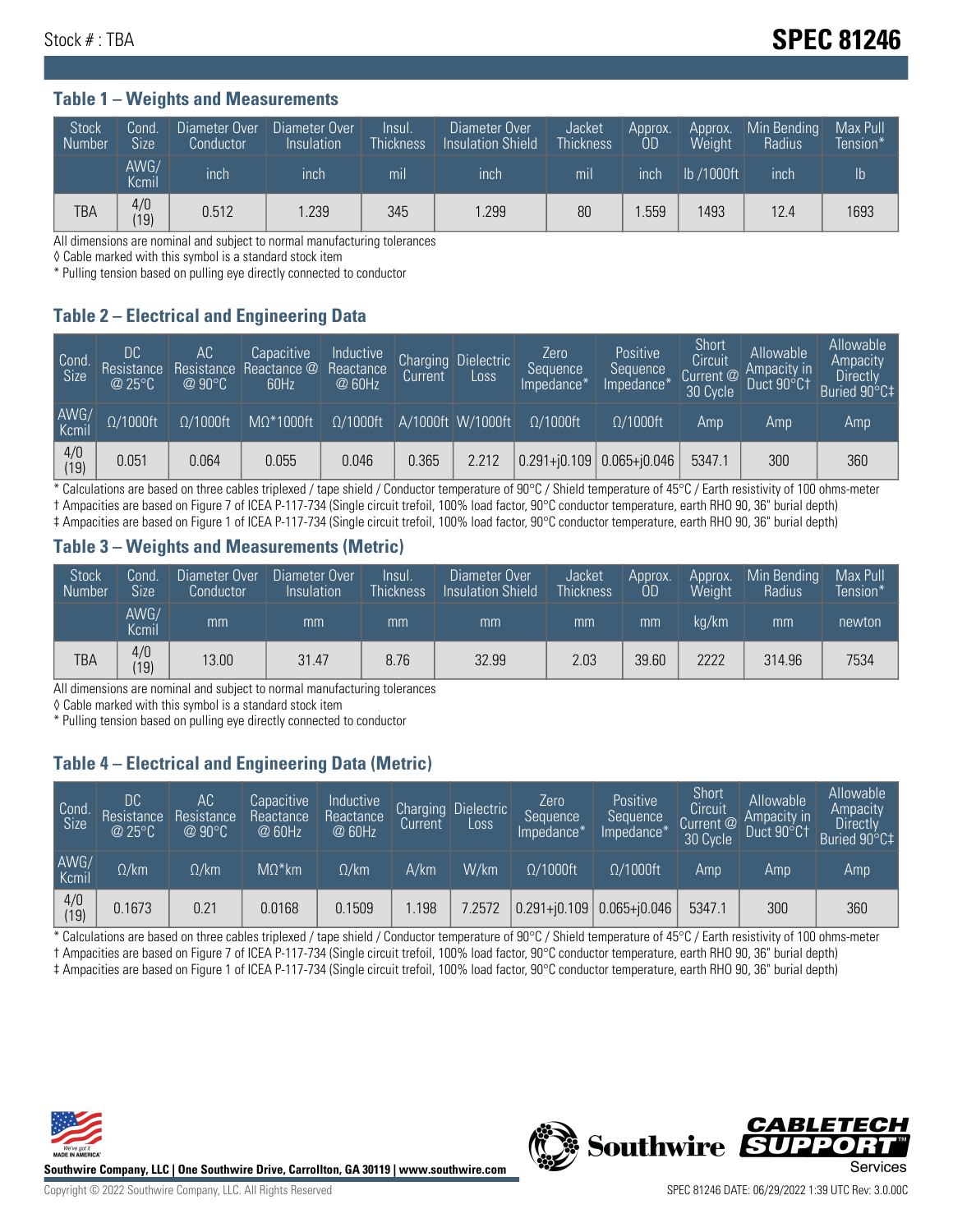Stock # : TBA

# SPEC 81246

## Table 1 – Weights and Measurements

| Stock Number | Cond. Size | Diameter Over Conductor | Diameter Over Insulation | Insul. Thickness | Diameter Over Insulation Shield | Jacket Thickness | Approx. OD | Approx. Weight | Min Bending Radius | Max Pull Tension* |
|---|---|---|---|---|---|---|---|---|---|---|
| | AWG/ Kcmil | inch | inch | mil | inch | mil | inch | lb /1000ft | inch | lb |
| TBA | 4/0 (19) | 0.512 | 1.239 | 345 | 1.299 | 80 | 1.559 | 1493 | 12.4 | 1693 |

All dimensions are nominal and subject to normal manufacturing tolerances
◊ Cable marked with this symbol is a standard stock item
* Pulling tension based on pulling eye directly connected to conductor

## Table 2 – Electrical and Engineering Data

| Cond. Size | DC Resistance @ 25°C | AC Resistance @ 90°C | Capacitive Reactance @ 60Hz | Inductive Reactance @ 60Hz | Charging Current | Dielectric Loss | Zero Sequence Impedance* | Positive Sequence Impedance* | Short Circuit Current @ 30 Cycle | Allowable Ampacity in Duct 90°C† | Allowable Ampacity Directly Buried 90°C‡ |
|---|---|---|---|---|---|---|---|---|---|---|---|
| AWG/ Kcmil | Ω/1000ft | Ω/1000ft | MΩ*1000ft | Ω/1000ft | A/1000ft | W/1000ft | Ω/1000ft | Ω/1000ft | Amp | Amp | Amp |
| 4/0 (19) | 0.051 | 0.064 | 0.055 | 0.046 | 0.365 | 2.212 | 0.291+j0.109 | 0.065+j0.046 | 5347.1 | 300 | 360 |

* Calculations are based on three cables triplexed / tape shield / Conductor temperature of 90°C / Shield temperature of 45°C / Earth resistivity of 100 ohms-meter
† Ampacities are based on Figure 7 of ICEA P-117-734 (Single circuit trefoil, 100% load factor, 90°C conductor temperature, earth RHO 90, 36" burial depth)
‡ Ampacities are based on Figure 1 of ICEA P-117-734 (Single circuit trefoil, 100% load factor, 90°C conductor temperature, earth RHO 90, 36" burial depth)

## Table 3 – Weights and Measurements (Metric)

| Stock Number | Cond. Size | Diameter Over Conductor | Diameter Over Insulation | Insul. Thickness | Diameter Over Insulation Shield | Jacket Thickness | Approx. OD | Approx. Weight | Min Bending Radius | Max Pull Tension* |
|---|---|---|---|---|---|---|---|---|---|---|
| | AWG/ Kcmil | mm | mm | mm | mm | mm | mm | kg/km | mm | newton |
| TBA | 4/0 (19) | 13.00 | 31.47 | 8.76 | 32.99 | 2.03 | 39.60 | 2222 | 314.96 | 7534 |

All dimensions are nominal and subject to normal manufacturing tolerances
◊ Cable marked with this symbol is a standard stock item
* Pulling tension based on pulling eye directly connected to conductor

## Table 4 – Electrical and Engineering Data (Metric)

| Cond. Size | DC Resistance @ 25°C | AC Resistance @ 90°C | Capacitive Reactance @ 60Hz | Inductive Reactance @ 60Hz | Charging Current | Dielectric Loss | Zero Sequence Impedance* | Positive Sequence Impedance* | Short Circuit Current @ 30 Cycle | Allowable Ampacity in Duct 90°C† | Allowable Ampacity Directly Buried 90°C‡ |
|---|---|---|---|---|---|---|---|---|---|---|---|
| AWG/ Kcmil | Ω/km | Ω/km | MΩ*km | Ω/km | A/km | W/km | Ω/1000ft | Ω/1000ft | Amp | Amp | Amp |
| 4/0 (19) | 0.1673 | 0.21 | 0.0168 | 0.1509 | 1.198 | 7.2572 | 0.291+j0.109 | 0.065+j0.046 | 5347.1 | 300 | 360 |

* Calculations are based on three cables triplexed / tape shield / Conductor temperature of 90°C / Shield temperature of 45°C / Earth resistivity of 100 ohms-meter
† Ampacities are based on Figure 7 of ICEA P-117-734 (Single circuit trefoil, 100% load factor, 90°C conductor temperature, earth RHO 90, 36" burial depth)
‡ Ampacities are based on Figure 1 of ICEA P-117-734 (Single circuit trefoil, 100% load factor, 90°C conductor temperature, earth RHO 90, 36" burial depth)

**Southwire Company, LLC | One Southwire Drive, Carrollton, GA 30119 | www.southwire.com**

Copyright © 2022 Southwire Company, LLC. All Rights Reserved

SPEC 81246 DATE: 06/29/2022 1:39 UTC Rev: 3.0.00C